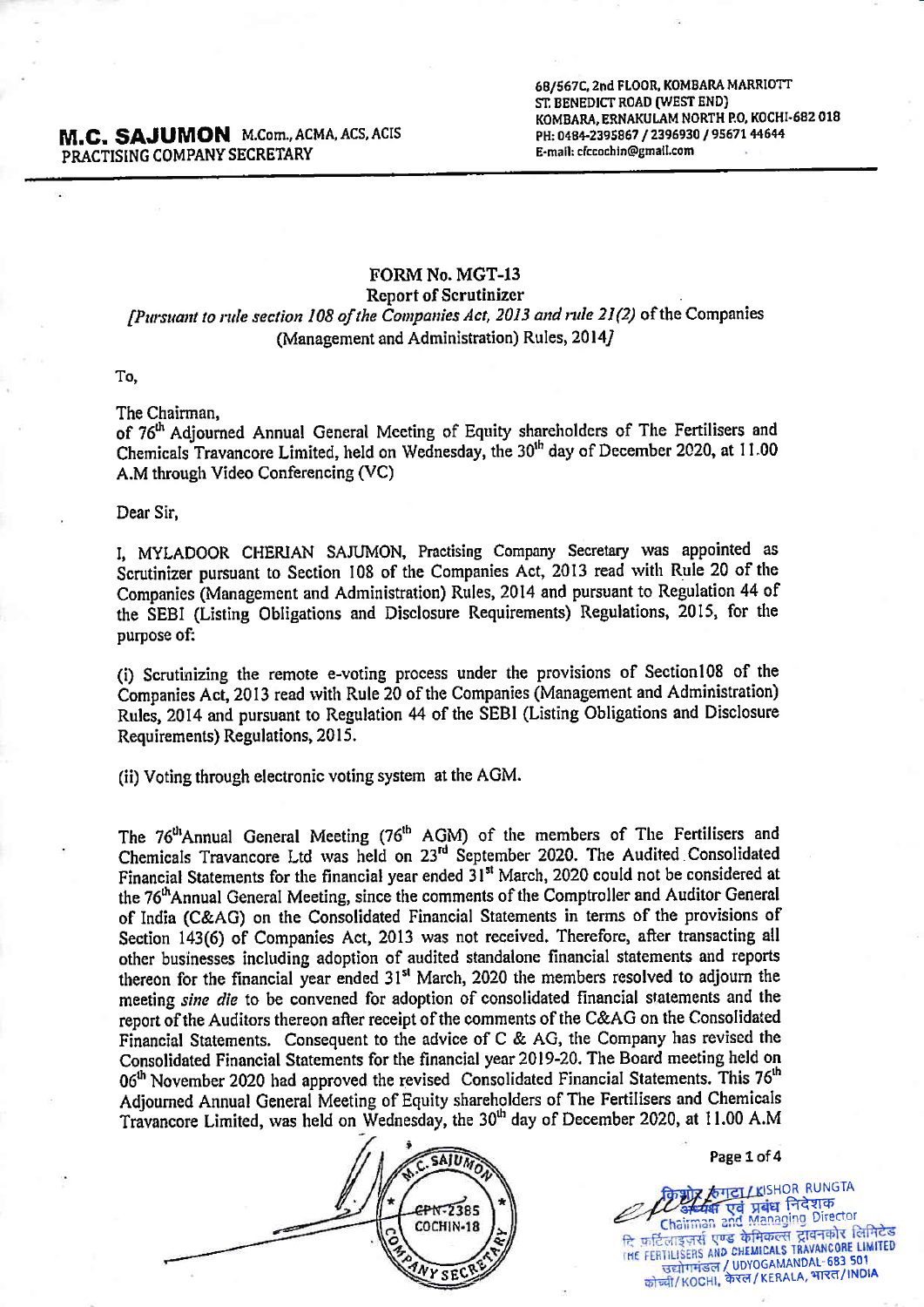**M.C. SAJUMON** M.Com., ACMA, ACS, ACIS
PRACTISING COMPANY SECRETARY

68/567C, 2nd FLOOR, KOMBARA MARRIOTT
ST. BENEDICT ROAD (WEST END)
KOMBARA, ERNAKULAM NORTH P.O, KOCHI-682 018
PH: 0484-2395867 / 2396930 / 95671 44644
E-mail: cfccochin@gmail.com

## FORM No. MGT-13

### Report of Scrutinizer

*[Pursuant to rule section 108 of the Companies Act, 2013 and rule 21(2)* of the Companies (Management and Administration) Rules, 2014*]*

To,

The Chairman,
of 76th Adjourned Annual General Meeting of Equity shareholders of The Fertilisers and Chemicals Travancore Limited, held on Wednesday, the 30th day of December 2020, at 11.00 A.M through Video Conferencing (VC)

Dear Sir,

I, MYLADOOR CHERIAN SAJUMON, Practising Company Secretary was appointed as Scrutinizer pursuant to Section 108 of the Companies Act, 2013 read with Rule 20 of the Companies (Management and Administration) Rules, 2014 and pursuant to Regulation 44 of the SEBI (Listing Obligations and Disclosure Requirements) Regulations, 2015, for the purpose of:

(i) Scrutinizing the remote e-voting process under the provisions of Section108 of the Companies Act, 2013 read with Rule 20 of the Companies (Management and Administration) Rules, 2014 and pursuant to Regulation 44 of the SEBI (Listing Obligations and Disclosure Requirements) Regulations, 2015.

(ii) Voting through electronic voting system at the AGM.

The 76th Annual General Meeting (76th AGM) of the members of The Fertilisers and Chemicals Travancore Ltd was held on 23rd September 2020. The Audited Consolidated Financial Statements for the financial year ended 31st March, 2020 could not be considered at the 76th Annual General Meeting, since the comments of the Comptroller and Auditor General of India (C&AG) on the Consolidated Financial Statements in terms of the provisions of Section 143(6) of Companies Act, 2013 was not received. Therefore, after transacting all other businesses including adoption of audited standalone financial statements and reports thereon for the financial year ended 31st March, 2020 the members resolved to adjourn the meeting *sine die* to be convened for adoption of consolidated financial statements and the report of the Auditors thereon after receipt of the comments of the C&AG on the Consolidated Financial Statements. Consequent to the advice of C & AG, the Company has revised the Consolidated Financial Statements for the financial year 2019-20. The Board meeting held on 06th November 2020 had approved the revised Consolidated Financial Statements. This 76th Adjourned Annual General Meeting of Equity shareholders of The Fertilisers and Chemicals Travancore Limited, was held on Wednesday, the 30th day of December 2020, at 11.00 A.M

M.C. SAJUMON
CPN-2385
COCHIN-18
COMPANY SECRETARY

किशोर रुंगटा / KISHOR RUNGTA
अध्यक्ष एवं प्रबंध निदेशक
Chairman and Managing Director
दि फर्टिलाइजर्स एण्ड केमिकल्स ट्रावनकोर लिमिटेड
THE FERTILISERS AND CHEMICALS TRAVANCORE LIMITED
उद्योगमंडल / UDYOGAMANDAL- 683 501
कोच्ची / KOCHI, केरल / KERALA, भारत / INDIA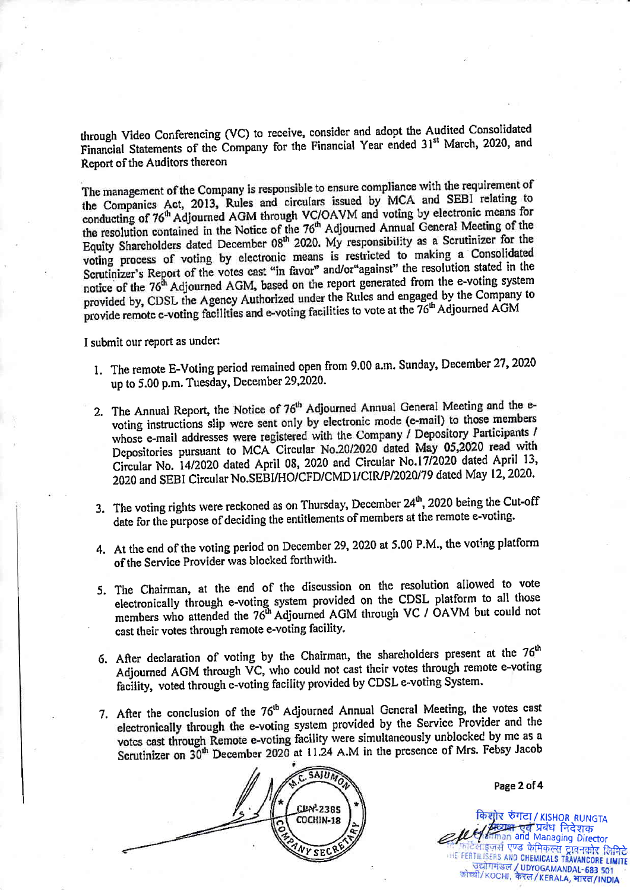through Video Conferencing (VC) to receive, consider and adopt the Audited Consolidated Financial Statements of the Company for the Financial Year ended 31st March, 2020, and Report of the Auditors thereon

The management of the Company is responsible to ensure compliance with the requirement of the Companies Act, 2013, Rules and circulars issued by MCA and SEBI relating to conducting of 76th Adjourned AGM through VC/OAVM and voting by electronic means for the resolution contained in the Notice of the 76th Adjourned Annual General Meeting of the Equity Shareholders dated December 08th 2020. My responsibility as a Scrutinizer for the voting process of voting by electronic means is restricted to making a Consolidated Scrutinizer's Report of the votes cast "in favor" and/or"against" the resolution stated in the notice of the 76th Adjourned AGM, based on the report generated from the e-voting system provided by, CDSL the Agency Authorized under the Rules and engaged by the Company to provide remote e-voting facilities and e-voting facilities to vote at the 76th Adjourned AGM

I submit our report as under:

1. The remote E-Voting period remained open from 9.00 a.m. Sunday, December 27, 2020 up to 5.00 p.m. Tuesday, December 29,2020.

2. The Annual Report, the Notice of 76th Adjourned Annual General Meeting and the e-voting instructions slip were sent only by electronic mode (e-mail) to those members whose e-mail addresses were registered with the Company / Depository Participants / Depositories pursuant to MCA Circular No.20/2020 dated May 05,2020 read with Circular No. 14/2020 dated April 08, 2020 and Circular No.17/2020 dated April 13, 2020 and SEBI Circular No.SEBI/HO/CFD/CMD1/CIR/P/2020/79 dated May 12, 2020.

3. The voting rights were reckoned as on Thursday, December 24th, 2020 being the Cut-off date for the purpose of deciding the entitlements of members at the remote e-voting.

4. At the end of the voting period on December 29, 2020 at 5.00 P.M., the voting platform of the Service Provider was blocked forthwith.

5. The Chairman, at the end of the discussion on the resolution allowed to vote electronically through e-voting system provided on the CDSL platform to all those members who attended the 76th Adjourned AGM through VC / OAVM but could not cast their votes through remote e-voting facility.

6. After declaration of voting by the Chairman, the shareholders present at the 76th Adjourned AGM through VC, who could not cast their votes through remote e-voting facility, voted through e-voting facility provided by CDSL e-voting System.

7. After the conclusion of the 76th Adjourned Annual General Meeting, the votes cast electronically through the e-voting system provided by the Service Provider and the votes cast through Remote e-voting facility were simultaneously unblocked by me as a Scrutinizer on 30th December 2020 at 11.24 A.M in the presence of Mrs. Febsy Jacob

M.C. SAJUMON
CP№-2385
COCHIN-18
COMPANY SECRETARY

किशोर रुंगटा / KISHOR RUNGTA
अध्यक्ष एवं प्रबंध निदेशक
Chairman and Managing Director
दि फर्टिलाइज़र्स एण्ड केमिकल्स ट्रावनकोर लिमिटेड
THE FERTILISERS AND CHEMICALS TRAVANCORE LIMITED
उद्योगमंडल / UDYOGAMANDAL-683 501
कोच्ची/KOCHI, केरल/KERALA, भारत/INDIA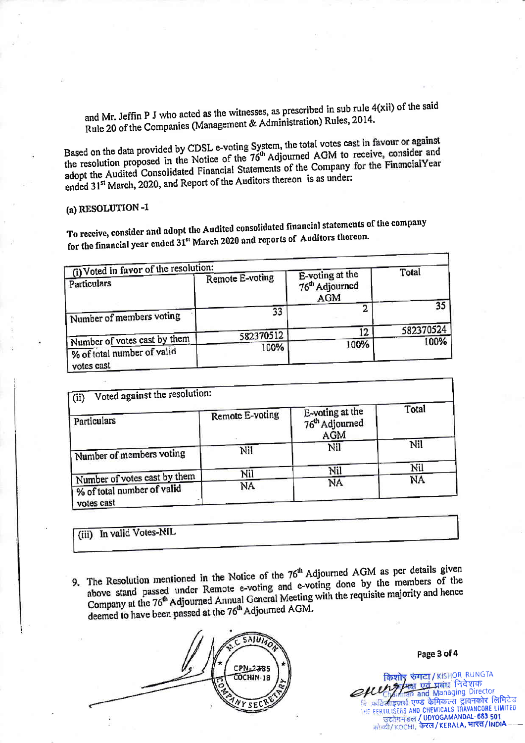and Mr. Jeffin P J who acted as the witnesses, as prescribed in sub rule 4(xii) of the said Rule 20 of the Companies (Management & Administration) Rules, 2014.

Based on the data provided by CDSL e-voting System, the total votes cast in favour or against the resolution proposed in the Notice of the 76th Adjourned AGM to receive, consider and adopt the Audited Consolidated Financial Statements of the Company for the FinancialYear ended 31st March, 2020, and Report of the Auditors thereon is as under:

**(a) RESOLUTION -1**

**To receive, consider and adopt the Audited consolidated financial statements of the company for the financial year ended 31st March 2020 and reports of Auditors thereon.**

| (i) Voted in favor of the resolution: | | | |
|---|---|---|---|
| Particulars | Remote E-voting | E-voting at the 76th Adjourned AGM | Total |
| Number of members voting | 33 | 2 | 35 |
| Number of votes cast by them | 582370512 | 12 | 582370524 |
| % of total number of valid votes cast | 100% | 100% | 100% |

| (ii) Voted against the resolution: | | | |
|---|---|---|---|
| Particulars | Remote E-voting | E-voting at the 76th Adjourned AGM | Total |
| Number of members voting | Nil | Nil | Nil |
| Number of votes cast by them | Nil | Nil | Nil |
| % of total number of valid votes cast | NA | NA | NA |

| (iii) In valid Votes-NIL |
|---|

9. The Resolution mentioned in the Notice of the 76th Adjourned AGM as per details given above stand passed under Remote e-voting and e-voting done by the members of the Company at the 76th Adjourned Annual General Meeting with the requisite majority and hence deemed to have been passed at the 76th Adjourned AGM.

M.C. SAJUMON
COMPANY SECRETARY
CPN-2385
COCHIN-18

किशोर रुंगटा / KISHOR RUNGTA
अध्यक्ष एवं प्रबंध निदेशक
Chairman and Managing Director
दि फर्टिलाइजर्स एण्ड केमिकल्स ट्रावनकोर लिमिटेड
THE FERTILISERS AND CHEMICALS TRAVANCORE LIMITED
उद्योगमंडल / UDYOGAMANDAL-683 501
कोच्ची / KOCHI, केरल / KERALA, भारत / INDIA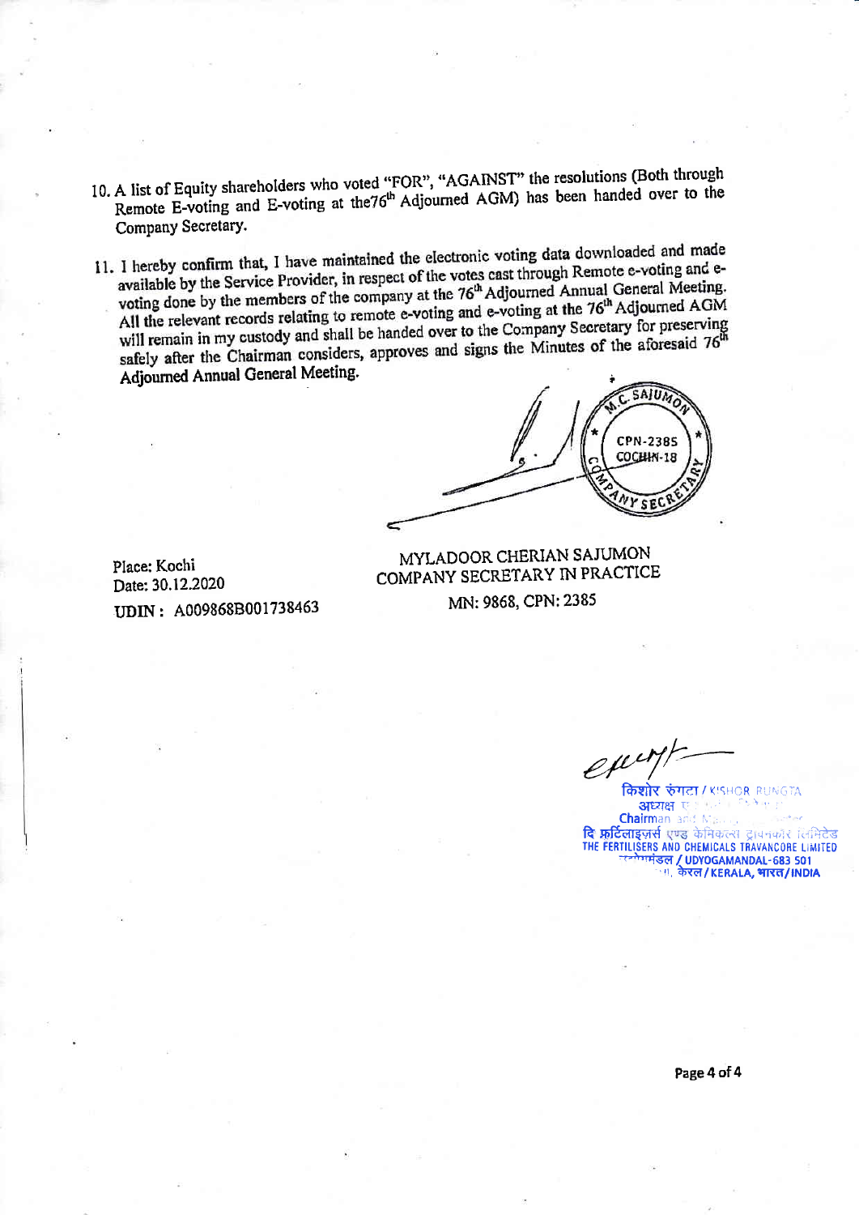10. A list of Equity shareholders who voted "FOR", "AGAINST" the resolutions (Both through Remote E-voting and E-voting at the76th Adjourned AGM) has been handed over to the Company Secretary.

11. I hereby confirm that, I have maintained the electronic voting data downloaded and made available by the Service Provider, in respect of the votes cast through Remote e-voting and e-voting done by the members of the company at the 76th Adjourned Annual General Meeting. All the relevant records relating to remote e-voting and e-voting at the 76th Adjourned AGM will remain in my custody and shall be handed over to the Company Secretary for preserving safely after the Chairman considers, approves and signs the Minutes of the aforesaid 76th Adjourned Annual General Meeting.

M.C. SAJUMON
CPN-2385
COCHIN-18
COMPANY SECRETARY

Place: Kochi
Date: 30.12.2020
UDIN : A009868B001738463

MYLADOOR CHERIAN SAJUMON
COMPANY SECRETARY IN PRACTICE
MN: 9868, CPN: 2385

किशोर रुंगटा / KISHOR RUNGTA
अध्यक्ष एवं प्रबंध निदेशक
Chairman and Managing Director
दि फ़र्टिलाइज़र्स एण्ड केमिकल्स ट्रावनकोर लिमिटेड
THE FERTILISERS AND CHEMICALS TRAVANCORE LIMITED
उद्योगमंडल / UDYOGAMANDAL-683 501
केरल / KERALA, भारत / INDIA